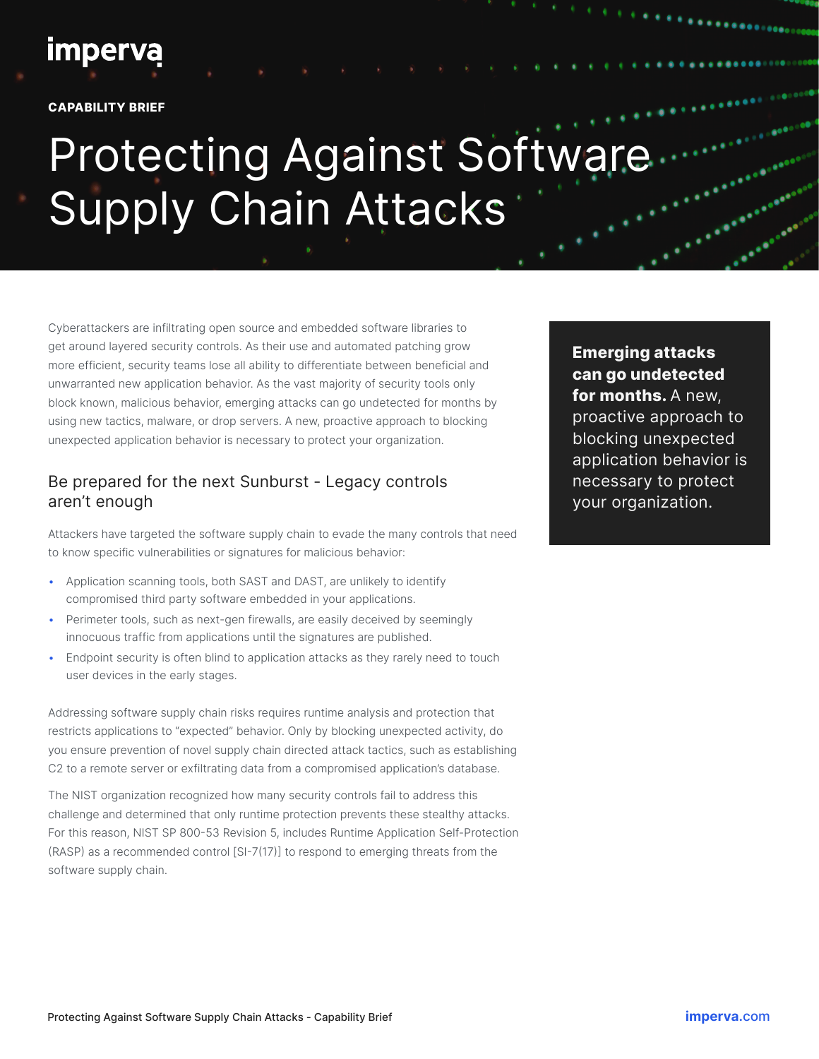imperva

**CAPABILITY BRIEF**

# Protecting Against Software Supply Chain Attacks

Cyberattackers are infiltrating open source and embedded software libraries to get around layered security controls. As their use and automated patching grow more efficient, security teams lose all ability to differentiate between beneficial and unwarranted new application behavior. As the vast majority of security tools only block known, malicious behavior, emerging attacks can go undetected for months by using new tactics, malware, or drop servers. A new, proactive approach to blocking unexpected application behavior is necessary to protect your organization.

**Emerging attacks can go undetected for months.** A new, proactive approach to blocking unexpected application behavior is necessary to protect your organization.

## Be prepared for the next Sunburst - Legacy controls aren't enough

Attackers have targeted the software supply chain to evade the many controls that need to know specific vulnerabilities or signatures for malicious behavior:

- Application scanning tools, both SAST and DAST, are unlikely to identify compromised third party software embedded in your applications.
- Perimeter tools, such as next-gen firewalls, are easily deceived by seemingly innocuous traffic from applications until the signatures are published.
- Endpoint security is often blind to application attacks as they rarely need to touch user devices in the early stages.

Addressing software supply chain risks requires runtime analysis and protection that restricts applications to "expected" behavior. Only by blocking unexpected activity, do you ensure prevention of novel supply chain directed attack tactics, such as establishing C2 to a remote server or exfiltrating data from a compromised application's database.

The NIST organization recognized how many security controls fail to address this challenge and determined that only runtime protection prevents these stealthy attacks. For this reason, NIST SP 800-53 Revision 5, includes Runtime Application Self-Protection (RASP) as a recommended control [SI-7(17)] to respond to emerging threats from the software supply chain.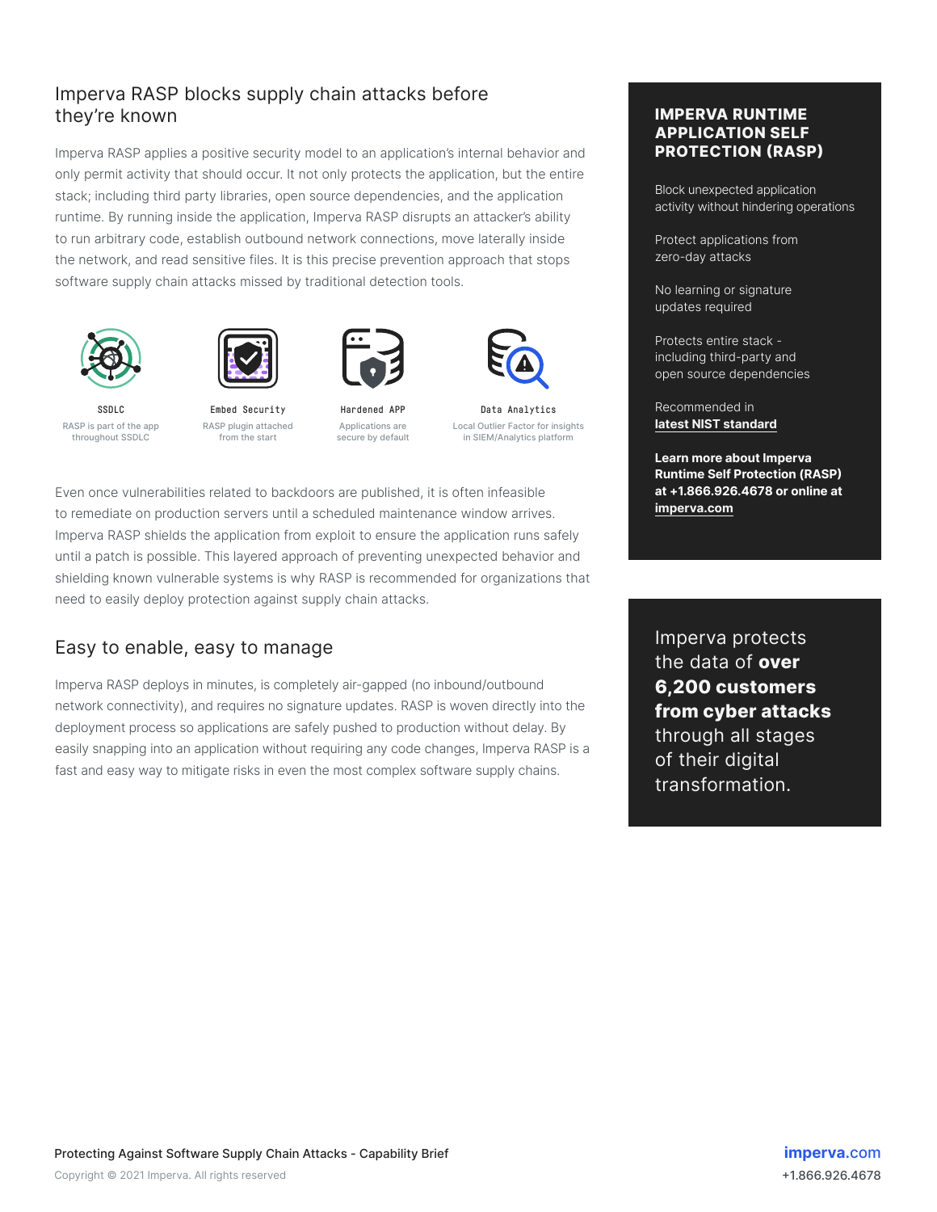## Imperva RASP blocks supply chain attacks before they're known

Imperva RASP applies a positive security model to an application's internal behavior and only permit activity that should occur. It not only protects the application, but the entire stack; including third party libraries, open source dependencies, and the application runtime. By running inside the application, Imperva RASP disrupts an attacker's ability to run arbitrary code, establish outbound network connections, move laterally inside the network, and read sensitive files. It is this precise prevention approach that stops software supply chain attacks missed by traditional detection tools.

**SSDLC**
RASP is part of the app throughout SSDLC

**Embed Security**
RASP plugin attached from the start

**Hardened APP**
Applications are secure by default

**Data Analytics**
Local Outlier Factor for insights in SIEM/Analytics platform

Even once vulnerabilities related to backdoors are published, it is often infeasible to remediate on production servers until a scheduled maintenance window arrives. Imperva RASP shields the application from exploit to ensure the application runs safely until a patch is possible. This layered approach of preventing unexpected behavior and shielding known vulnerable systems is why RASP is recommended for organizations that need to easily deploy protection against supply chain attacks.

## Easy to enable, easy to manage

Imperva RASP deploys in minutes, is completely air-gapped (no inbound/outbound network connectivity), and requires no signature updates. RASP is woven directly into the deployment process so applications are safely pushed to production without delay. By easily snapping into an application without requiring any code changes, Imperva RASP is a fast and easy way to mitigate risks in even the most complex software supply chains.

### IMPERVA RUNTIME APPLICATION SELF PROTECTION (RASP)

Block unexpected application activity without hindering operations

Protect applications from zero-day attacks

No learning or signature updates required

Protects entire stack - including third-party and open source dependencies

Recommended in **latest NIST standard**

**Learn more about Imperva Runtime Self Protection (RASP) at +1.866.926.4678 or online at imperva.com**

Imperva protects the data of **over 6,200 customers from cyber attacks** through all stages of their digital transformation.

Protecting Against Software Supply Chain Attacks - Capability Brief

Copyright © 2021 Imperva. All rights reserved

imperva.com
+1.866.926.4678